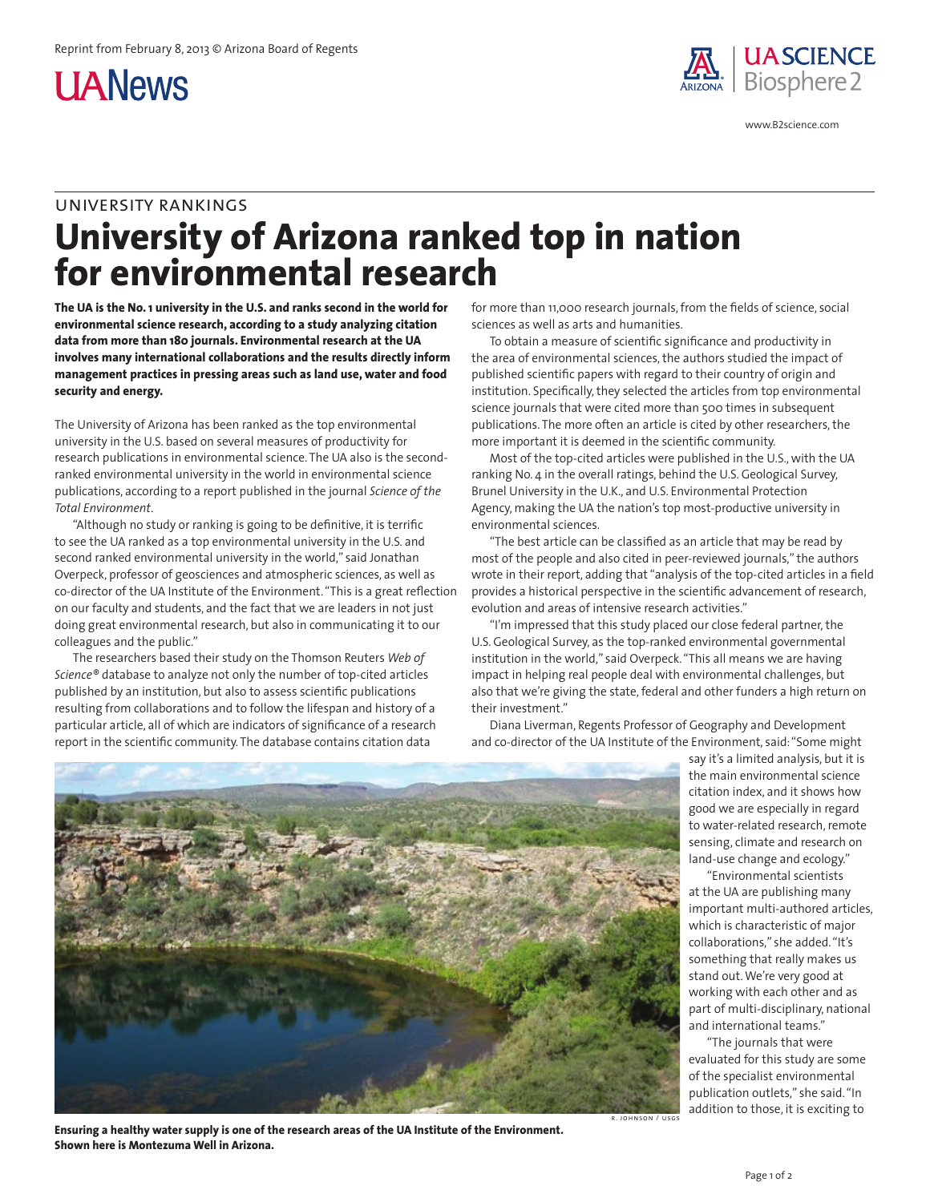Reprint from February 8, 2013 © Arizona Board of Regents

UANews

UA SCIENCE Biosphere 2

www.B2science.com

UNIVERSITY RANKINGS

# University of Arizona ranked top in nation for environmental research

**The UA is the No. 1 university in the U.S. and ranks second in the world for environmental science research, according to a study analyzing citation data from more than 180 journals. Environmental research at the UA involves many international collaborations and the results directly inform management practices in pressing areas such as land use, water and food security and energy.**

The University of Arizona has been ranked as the top environmental university in the U.S. based on several measures of productivity for research publications in environmental science. The UA also is the second-ranked environmental university in the world in environmental science publications, according to a report published in the journal *Science of the Total Environment*.

"Although no study or ranking is going to be definitive, it is terrific to see the UA ranked as a top environmental university in the U.S. and second ranked environmental university in the world," said Jonathan Overpeck, professor of geosciences and atmospheric sciences, as well as co-director of the UA Institute of the Environment. "This is a great reflection on our faculty and students, and the fact that we are leaders in not just doing great environmental research, but also in communicating it to our colleagues and the public."

The researchers based their study on the Thomson Reuters *Web of Science*® database to analyze not only the number of top-cited articles published by an institution, but also to assess scientific publications resulting from collaborations and to follow the lifespan and history of a particular article, all of which are indicators of significance of a research report in the scientific community. The database contains citation data for more than 11,000 research journals, from the fields of science, social sciences as well as arts and humanities.

To obtain a measure of scientific significance and productivity in the area of environmental sciences, the authors studied the impact of published scientific papers with regard to their country of origin and institution. Specifically, they selected the articles from top environmental science journals that were cited more than 500 times in subsequent publications. The more often an article is cited by other researchers, the more important it is deemed in the scientific community.

Most of the top-cited articles were published in the U.S., with the UA ranking No. 4 in the overall ratings, behind the U.S. Geological Survey, Brunel University in the U.K., and U.S. Environmental Protection Agency, making the UA the nation's top most-productive university in environmental sciences.

"The best article can be classified as an article that may be read by most of the people and also cited in peer-reviewed journals," the authors wrote in their report, adding that "analysis of the top-cited articles in a field provides a historical perspective in the scientific advancement of research, evolution and areas of intensive research activities."

"I'm impressed that this study placed our close federal partner, the U.S. Geological Survey, as the top-ranked environmental governmental institution in the world," said Overpeck. "This all means we are having impact in helping real people deal with environmental challenges, but also that we're giving the state, federal and other funders a high return on their investment."

Diana Liverman, Regents Professor of Geography and Development and co-director of the UA Institute of the Environment, said: "Some might say it's a limited analysis, but it is the main environmental science citation index, and it shows how good we are especially in regard to water-related research, remote sensing, climate and research on land-use change and ecology."

"Environmental scientists at the UA are publishing many important multi-authored articles, which is characteristic of major collaborations," she added. "It's something that really makes us stand out. We're very good at working with each other and as part of multi-disciplinary, national and international teams."

"The journals that were evaluated for this study are some of the specialist environmental publication outlets," she said. "In addition to those, it is exciting to

R. JOHNSON / USGS

**Ensuring a healthy water supply is one of the research areas of the UA Institute of the Environment. Shown here is Montezuma Well in Arizona.**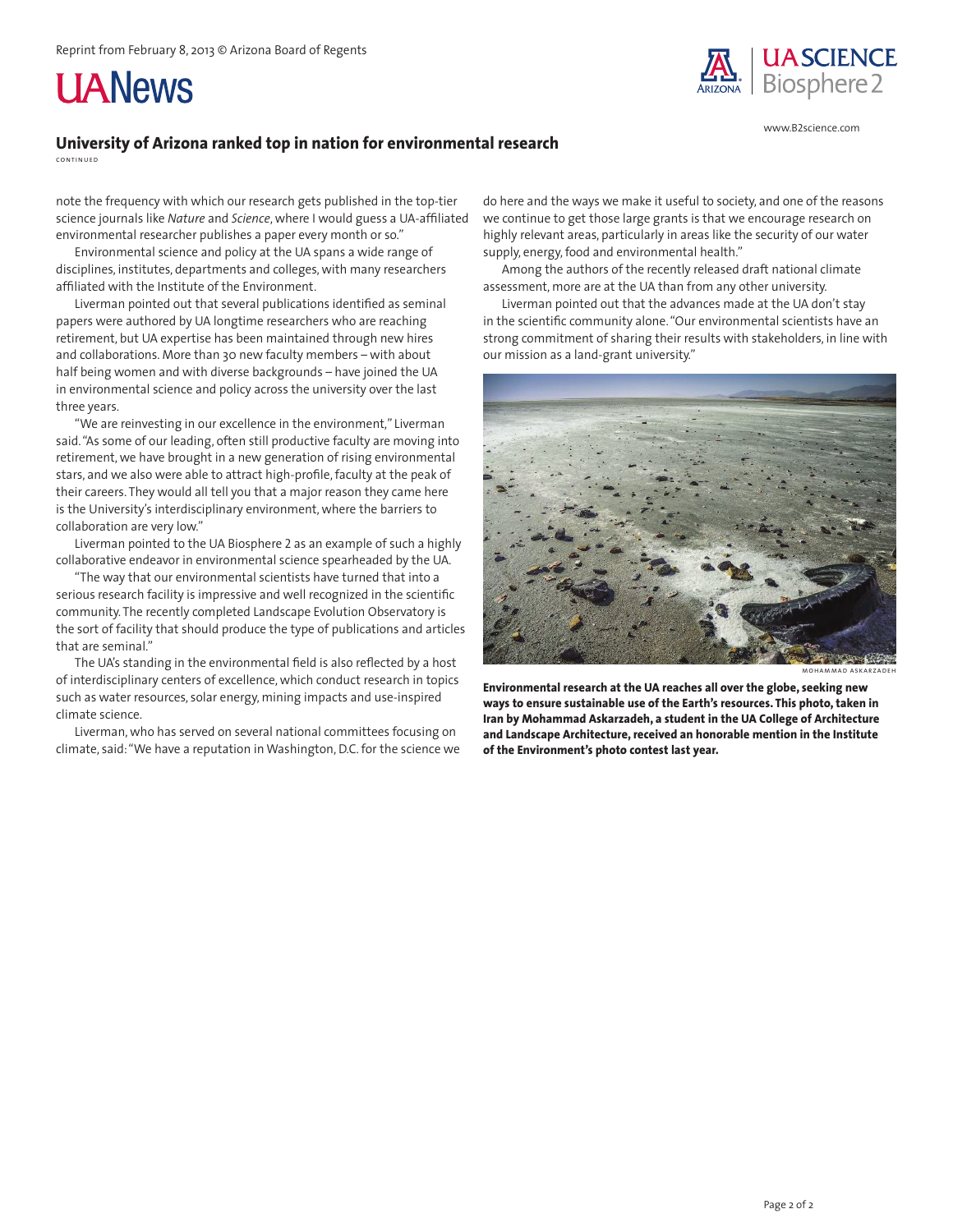## University of Arizona ranked top in nation for environmental research

CONTINUED

note the frequency with which our research gets published in the top-tier science journals like *Nature* and *Science*, where I would guess a UA-affiliated environmental researcher publishes a paper every month or so."

Environmental science and policy at the UA spans a wide range of disciplines, institutes, departments and colleges, with many researchers affiliated with the Institute of the Environment.

Liverman pointed out that several publications identified as seminal papers were authored by UA longtime researchers who are reaching retirement, but UA expertise has been maintained through new hires and collaborations. More than 30 new faculty members – with about half being women and with diverse backgrounds – have joined the UA in environmental science and policy across the university over the last three years.

"We are reinvesting in our excellence in the environment," Liverman said. "As some of our leading, often still productive faculty are moving into retirement, we have brought in a new generation of rising environmental stars, and we also were able to attract high-profile, faculty at the peak of their careers. They would all tell you that a major reason they came here is the University's interdisciplinary environment, where the barriers to collaboration are very low."

Liverman pointed to the UA Biosphere 2 as an example of such a highly collaborative endeavor in environmental science spearheaded by the UA.

"The way that our environmental scientists have turned that into a serious research facility is impressive and well recognized in the scientific community. The recently completed Landscape Evolution Observatory is the sort of facility that should produce the type of publications and articles that are seminal."

The UA's standing in the environmental field is also reflected by a host of interdisciplinary centers of excellence, which conduct research in topics such as water resources, solar energy, mining impacts and use-inspired climate science.

Liverman, who has served on several national committees focusing on climate, said: "We have a reputation in Washington, D.C. for the science we do here and the ways we make it useful to society, and one of the reasons we continue to get those large grants is that we encourage research on highly relevant areas, particularly in areas like the security of our water supply, energy, food and environmental health."

Among the authors of the recently released draft national climate assessment, more are at the UA than from any other university.

Liverman pointed out that the advances made at the UA don't stay in the scientific community alone. "Our environmental scientists have an strong commitment of sharing their results with stakeholders, in line with our mission as a land-grant university."

MOHAMMAD ASKARZADEH

**Environmental research at the UA reaches all over the globe, seeking new ways to ensure sustainable use of the Earth's resources. This photo, taken in Iran by Mohammad Askarzadeh, a student in the UA College of Architecture and Landscape Architecture, received an honorable mention in the Institute of the Environment's photo contest last year.**